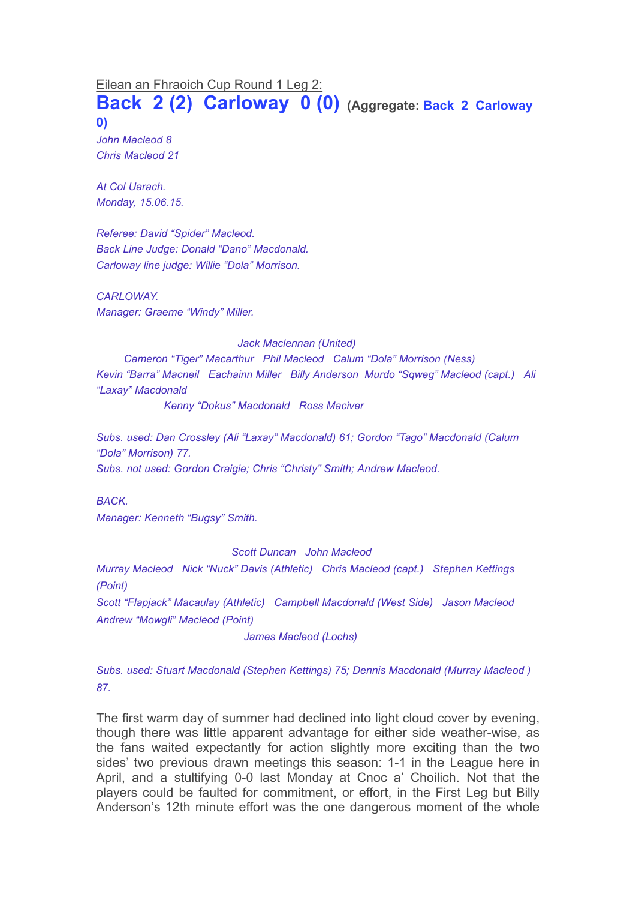Eilean an Fhraoich Cup Round 1 Leg 2:

# Back 2 (2) Carloway 0 (0) (Aggregate: Back 2 Carloway 0)

*John Macleod 8*
*Chris Macleod 21*

*At Col Uarach.*
*Monday, 15.06.15.*

*Referee: David "Spider" Macleod.*
*Back Line Judge: Donald "Dano" Macdonald.*
*Carloway line judge: Willie "Dola" Morrison.*

*CARLOWAY.*
*Manager: Graeme "Windy" Miller.*

*Jack Maclennan (United)*
*Cameron "Tiger" Macarthur Phil Macleod Calum "Dola" Morrison (Ness)*
*Kevin "Barra" Macneil Eachainn Miller Billy Anderson Murdo "Sqweg" Macleod (capt.) Ali "Laxay" Macdonald*
*Kenny "Dokus" Macdonald Ross Maciver*

*Subs. used: Dan Crossley (Ali "Laxay" Macdonald) 61; Gordon "Tago" Macdonald (Calum "Dola" Morrison) 77.*
*Subs. not used: Gordon Craigie; Chris "Christy" Smith; Andrew Macleod.*

*BACK.*
*Manager: Kenneth "Bugsy" Smith.*

*Scott Duncan John Macleod*
*Murray Macleod Nick "Nuck" Davis (Athletic) Chris Macleod (capt.) Stephen Kettings (Point)*
*Scott "Flapjack" Macaulay (Athletic) Campbell Macdonald (West Side) Jason Macleod*
*Andrew "Mowgli" Macleod (Point)*
*James Macleod (Lochs)*

*Subs. used: Stuart Macdonald (Stephen Kettings) 75; Dennis Macdonald (Murray Macleod ) 87.*

The first warm day of summer had declined into light cloud cover by evening, though there was little apparent advantage for either side weather-wise, as the fans waited expectantly for action slightly more exciting than the two sides' two previous drawn meetings this season: 1-1 in the League here in April, and a stultifying 0-0 last Monday at Cnoc a' Choilich. Not that the players could be faulted for commitment, or effort, in the First Leg but Billy Anderson's 12th minute effort was the one dangerous moment of the whole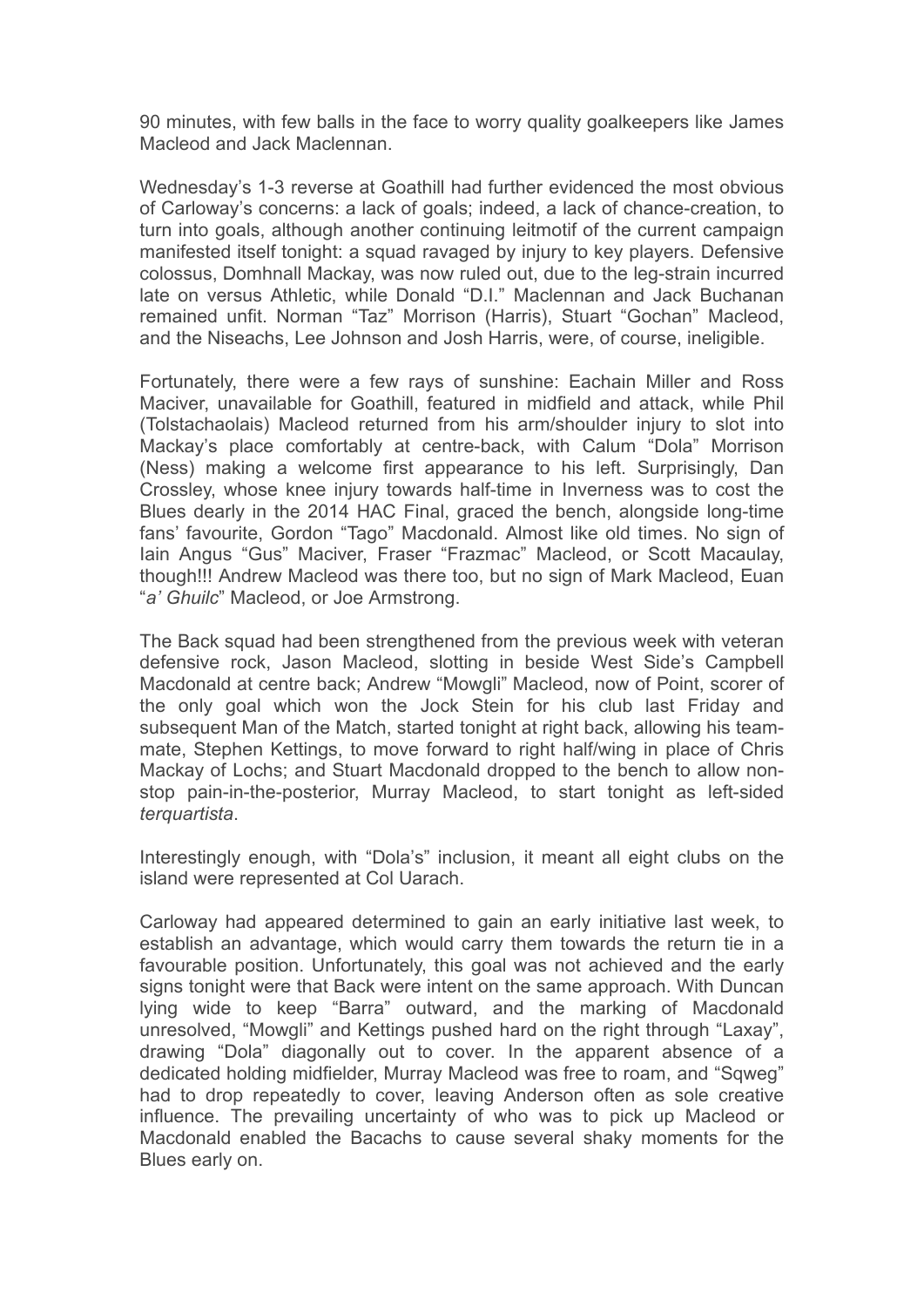90 minutes, with few balls in the face to worry quality goalkeepers like James Macleod and Jack Maclennan.

Wednesday's 1-3 reverse at Goathill had further evidenced the most obvious of Carloway's concerns: a lack of goals; indeed, a lack of chance-creation, to turn into goals, although another continuing leitmotif of the current campaign manifested itself tonight: a squad ravaged by injury to key players. Defensive colossus, Domhnall Mackay, was now ruled out, due to the leg-strain incurred late on versus Athletic, while Donald "D.I." Maclennan and Jack Buchanan remained unfit. Norman "Taz" Morrison (Harris), Stuart "Gochan" Macleod, and the Niseachs, Lee Johnson and Josh Harris, were, of course, ineligible.

Fortunately, there were a few rays of sunshine: Eachain Miller and Ross Maciver, unavailable for Goathill, featured in midfield and attack, while Phil (Tolstachaolais) Macleod returned from his arm/shoulder injury to slot into Mackay's place comfortably at centre-back, with Calum "Dola" Morrison (Ness) making a welcome first appearance to his left. Surprisingly, Dan Crossley, whose knee injury towards half-time in Inverness was to cost the Blues dearly in the 2014 HAC Final, graced the bench, alongside long-time fans' favourite, Gordon "Tago" Macdonald. Almost like old times. No sign of Iain Angus "Gus" Maciver, Fraser "Frazmac" Macleod, or Scott Macaulay, though!!! Andrew Macleod was there too, but no sign of Mark Macleod, Euan "*a' Ghuilc*" Macleod, or Joe Armstrong.

The Back squad had been strengthened from the previous week with veteran defensive rock, Jason Macleod, slotting in beside West Side's Campbell Macdonald at centre back; Andrew "Mowgli" Macleod, now of Point, scorer of the only goal which won the Jock Stein for his club last Friday and subsequent Man of the Match, started tonight at right back, allowing his team-mate, Stephen Kettings, to move forward to right half/wing in place of Chris Mackay of Lochs; and Stuart Macdonald dropped to the bench to allow non-stop pain-in-the-posterior, Murray Macleod, to start tonight as left-sided *terquartista*.

Interestingly enough, with "Dola's" inclusion, it meant all eight clubs on the island were represented at Col Uarach.

Carloway had appeared determined to gain an early initiative last week, to establish an advantage, which would carry them towards the return tie in a favourable position. Unfortunately, this goal was not achieved and the early signs tonight were that Back were intent on the same approach. With Duncan lying wide to keep "Barra" outward, and the marking of Macdonald unresolved, "Mowgli" and Kettings pushed hard on the right through "Laxay", drawing "Dola" diagonally out to cover. In the apparent absence of a dedicated holding midfielder, Murray Macleod was free to roam, and "Sqweg" had to drop repeatedly to cover, leaving Anderson often as sole creative influence. The prevailing uncertainty of who was to pick up Macleod or Macdonald enabled the Bacachs to cause several shaky moments for the Blues early on.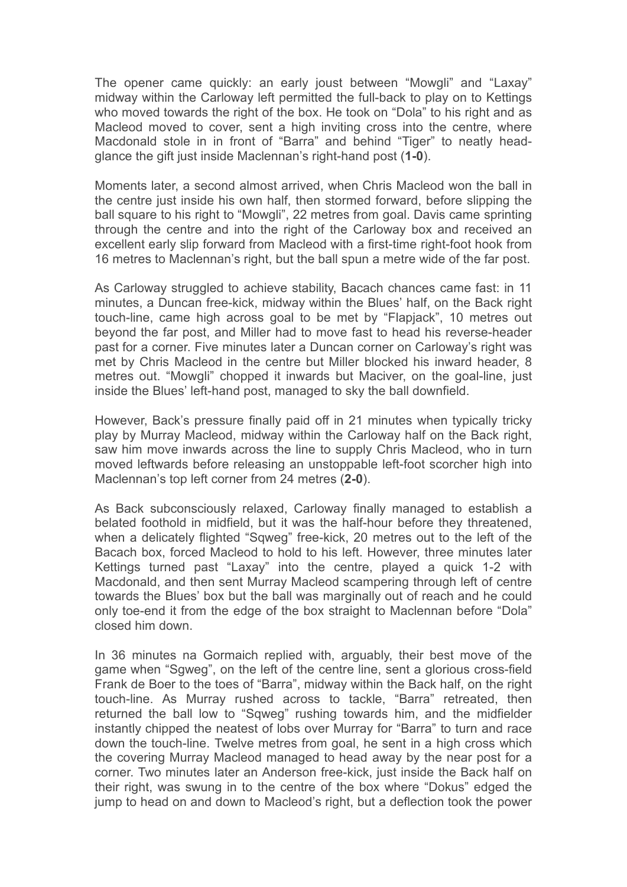The opener came quickly: an early joust between "Mowgli" and "Laxay" midway within the Carloway left permitted the full-back to play on to Kettings who moved towards the right of the box. He took on "Dola" to his right and as Macleod moved to cover, sent a high inviting cross into the centre, where Macdonald stole in in front of "Barra" and behind "Tiger" to neatly head-glance the gift just inside Maclennan's right-hand post (**1-0**).

Moments later, a second almost arrived, when Chris Macleod won the ball in the centre just inside his own half, then stormed forward, before slipping the ball square to his right to "Mowgli", 22 metres from goal. Davis came sprinting through the centre and into the right of the Carloway box and received an excellent early slip forward from Macleod with a first-time right-foot hook from 16 metres to Maclennan's right, but the ball spun a metre wide of the far post.

As Carloway struggled to achieve stability, Bacach chances came fast: in 11 minutes, a Duncan free-kick, midway within the Blues' half, on the Back right touch-line, came high across goal to be met by "Flapjack", 10 metres out beyond the far post, and Miller had to move fast to head his reverse-header past for a corner. Five minutes later a Duncan corner on Carloway's right was met by Chris Macleod in the centre but Miller blocked his inward header, 8 metres out. "Mowgli" chopped it inwards but Maciver, on the goal-line, just inside the Blues' left-hand post, managed to sky the ball downfield.

However, Back's pressure finally paid off in 21 minutes when typically tricky play by Murray Macleod, midway within the Carloway half on the Back right, saw him move inwards across the line to supply Chris Macleod, who in turn moved leftwards before releasing an unstoppable left-foot scorcher high into Maclennan's top left corner from 24 metres (**2-0**).

As Back subconsciously relaxed, Carloway finally managed to establish a belated foothold in midfield, but it was the half-hour before they threatened, when a delicately flighted "Sqweg" free-kick, 20 metres out to the left of the Bacach box, forced Macleod to hold to his left. However, three minutes later Kettings turned past "Laxay" into the centre, played a quick 1-2 with Macdonald, and then sent Murray Macleod scampering through left of centre towards the Blues' box but the ball was marginally out of reach and he could only toe-end it from the edge of the box straight to Maclennan before "Dola" closed him down.

In 36 minutes na Gormaich replied with, arguably, their best move of the game when "Sgweg", on the left of the centre line, sent a glorious cross-field Frank de Boer to the toes of "Barra", midway within the Back half, on the right touch-line. As Murray rushed across to tackle, "Barra" retreated, then returned the ball low to "Sqweg" rushing towards him, and the midfielder instantly chipped the neatest of lobs over Murray for "Barra" to turn and race down the touch-line. Twelve metres from goal, he sent in a high cross which the covering Murray Macleod managed to head away by the near post for a corner. Two minutes later an Anderson free-kick, just inside the Back half on their right, was swung in to the centre of the box where "Dokus" edged the jump to head on and down to Macleod's right, but a deflection took the power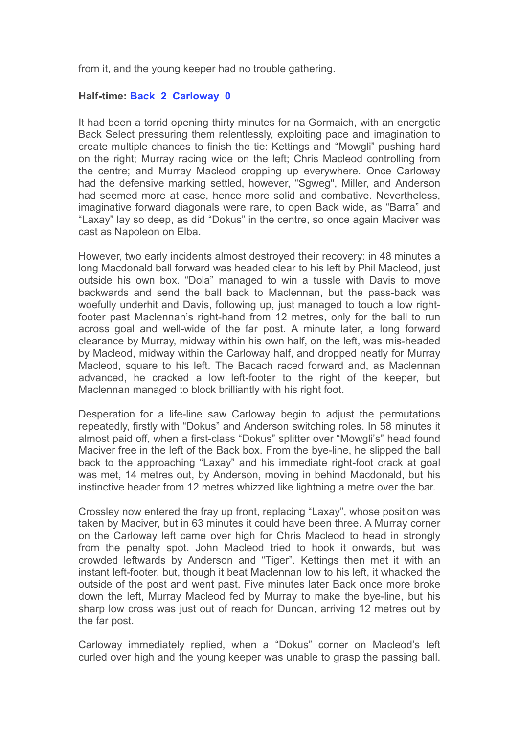from it, and the young keeper had no trouble gathering.

**Half-time: Back 2 Carloway 0**

It had been a torrid opening thirty minutes for na Gormaich, with an energetic Back Select pressuring them relentlessly, exploiting pace and imagination to create multiple chances to finish the tie: Kettings and "Mowgli" pushing hard on the right; Murray racing wide on the left; Chris Macleod controlling from the centre; and Murray Macleod cropping up everywhere. Once Carloway had the defensive marking settled, however, "Sgweg", Miller, and Anderson had seemed more at ease, hence more solid and combative. Nevertheless, imaginative forward diagonals were rare, to open Back wide, as "Barra" and "Laxay" lay so deep, as did "Dokus" in the centre, so once again Maciver was cast as Napoleon on Elba.

However, two early incidents almost destroyed their recovery: in 48 minutes a long Macdonald ball forward was headed clear to his left by Phil Macleod, just outside his own box. "Dola" managed to win a tussle with Davis to move backwards and send the ball back to Maclennan, but the pass-back was woefully underhit and Davis, following up, just managed to touch a low right-footer past Maclennan's right-hand from 12 metres, only for the ball to run across goal and well-wide of the far post. A minute later, a long forward clearance by Murray, midway within his own half, on the left, was mis-headed by Macleod, midway within the Carloway half, and dropped neatly for Murray Macleod, square to his left. The Bacach raced forward and, as Maclennan advanced, he cracked a low left-footer to the right of the keeper, but Maclennan managed to block brilliantly with his right foot.

Desperation for a life-line saw Carloway begin to adjust the permutations repeatedly, firstly with "Dokus" and Anderson switching roles. In 58 minutes it almost paid off, when a first-class "Dokus" splitter over "Mowgli's" head found Maciver free in the left of the Back box. From the bye-line, he slipped the ball back to the approaching "Laxay" and his immediate right-foot crack at goal was met, 14 metres out, by Anderson, moving in behind Macdonald, but his instinctive header from 12 metres whizzed like lightning a metre over the bar.

Crossley now entered the fray up front, replacing "Laxay", whose position was taken by Maciver, but in 63 minutes it could have been three. A Murray corner on the Carloway left came over high for Chris Macleod to head in strongly from the penalty spot. John Macleod tried to hook it onwards, but was crowded leftwards by Anderson and "Tiger". Kettings then met it with an instant left-footer, but, though it beat Maclennan low to his left, it whacked the outside of the post and went past. Five minutes later Back once more broke down the left, Murray Macleod fed by Murray to make the bye-line, but his sharp low cross was just out of reach for Duncan, arriving 12 metres out by the far post.

Carloway immediately replied, when a "Dokus" corner on Macleod's left curled over high and the young keeper was unable to grasp the passing ball.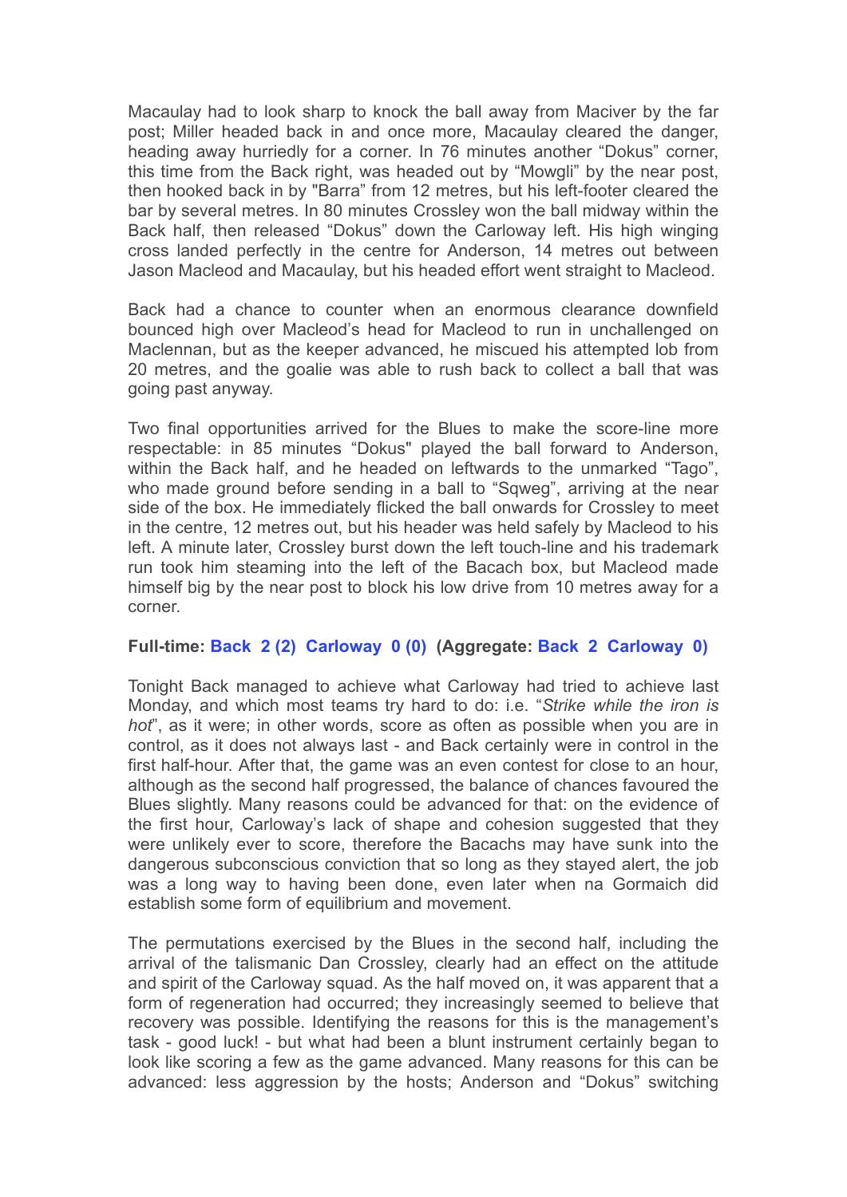Macaulay had to look sharp to knock the ball away from Maciver by the far post; Miller headed back in and once more, Macaulay cleared the danger, heading away hurriedly for a corner. In 76 minutes another "Dokus" corner, this time from the Back right, was headed out by "Mowgli" by the near post, then hooked back in by "Barra" from 12 metres, but his left-footer cleared the bar by several metres. In 80 minutes Crossley won the ball midway within the Back half, then released "Dokus" down the Carloway left. His high winging cross landed perfectly in the centre for Anderson, 14 metres out between Jason Macleod and Macaulay, but his headed effort went straight to Macleod.

Back had a chance to counter when an enormous clearance downfield bounced high over Macleod's head for Macleod to run in unchallenged on Maclennan, but as the keeper advanced, he miscued his attempted lob from 20 metres, and the goalie was able to rush back to collect a ball that was going past anyway.

Two final opportunities arrived for the Blues to make the score-line more respectable: in 85 minutes "Dokus" played the ball forward to Anderson, within the Back half, and he headed on leftwards to the unmarked "Tago", who made ground before sending in a ball to "Sqweg", arriving at the near side of the box. He immediately flicked the ball onwards for Crossley to meet in the centre, 12 metres out, but his header was held safely by Macleod to his left. A minute later, Crossley burst down the left touch-line and his trademark run took him steaming into the left of the Bacach box, but Macleod made himself big by the near post to block his low drive from 10 metres away for a corner.

**Full-time: Back 2 (2) Carloway 0 (0) (Aggregate: Back 2 Carloway 0)**

Tonight Back managed to achieve what Carloway had tried to achieve last Monday, and which most teams try hard to do: i.e. "*Strike while the iron is hot*", as it were; in other words, score as often as possible when you are in control, as it does not always last - and Back certainly were in control in the first half-hour. After that, the game was an even contest for close to an hour, although as the second half progressed, the balance of chances favoured the Blues slightly. Many reasons could be advanced for that: on the evidence of the first hour, Carloway's lack of shape and cohesion suggested that they were unlikely ever to score, therefore the Bacachs may have sunk into the dangerous subconscious conviction that so long as they stayed alert, the job was a long way to having been done, even later when na Gormaich did establish some form of equilibrium and movement.

The permutations exercised by the Blues in the second half, including the arrival of the talismanic Dan Crossley, clearly had an effect on the attitude and spirit of the Carloway squad. As the half moved on, it was apparent that a form of regeneration had occurred; they increasingly seemed to believe that recovery was possible. Identifying the reasons for this is the management's task - good luck! - but what had been a blunt instrument certainly began to look like scoring a few as the game advanced. Many reasons for this can be advanced: less aggression by the hosts; Anderson and "Dokus" switching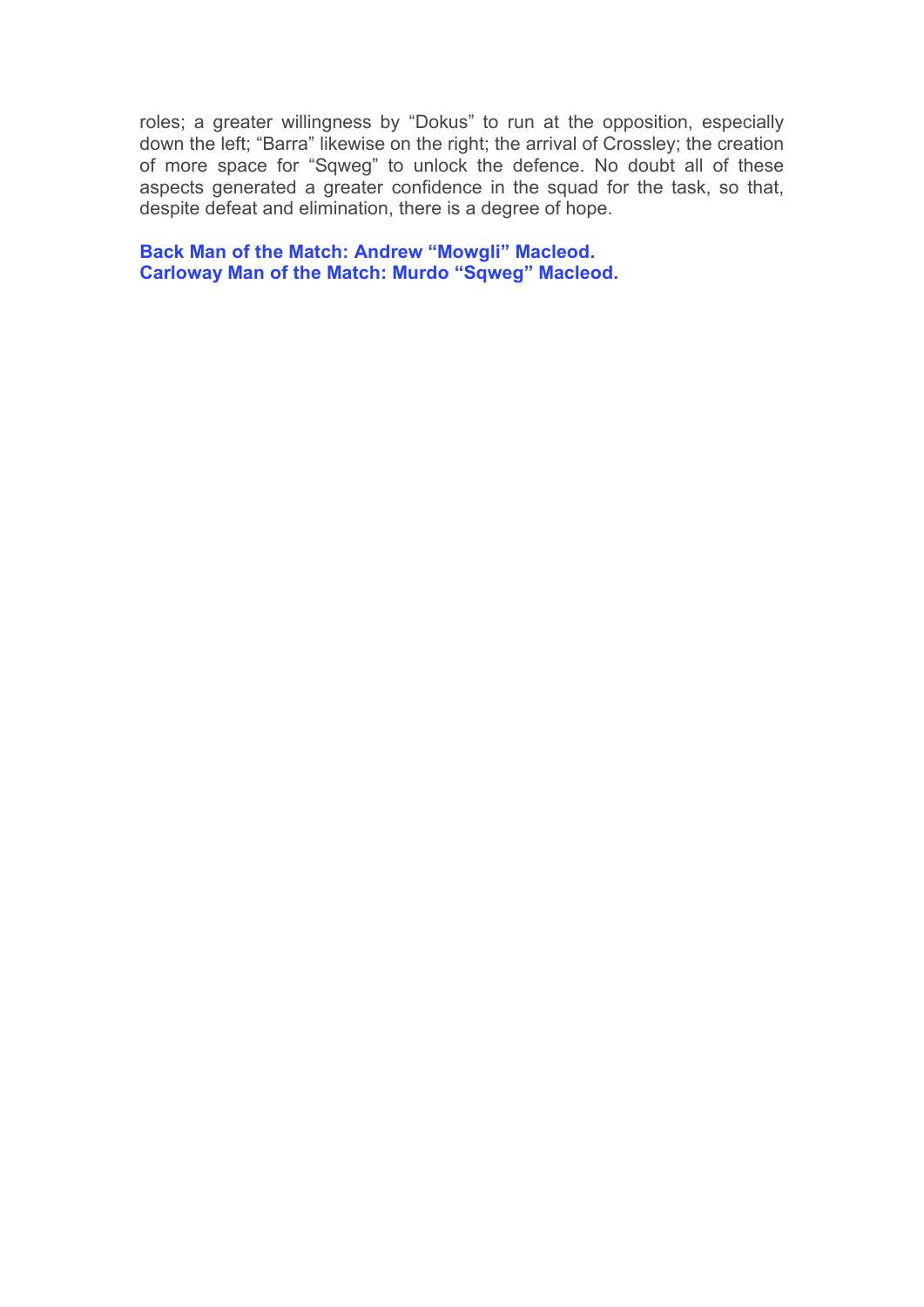roles; a greater willingness by "Dokus" to run at the opposition, especially down the left; "Barra" likewise on the right; the arrival of Crossley; the creation of more space for "Sqweg" to unlock the defence. No doubt all of these aspects generated a greater confidence in the squad for the task, so that, despite defeat and elimination, there is a degree of hope.

**Back Man of the Match: Andrew "Mowgli" Macleod.**
**Carloway Man of the Match: Murdo "Sqweg" Macleod.**